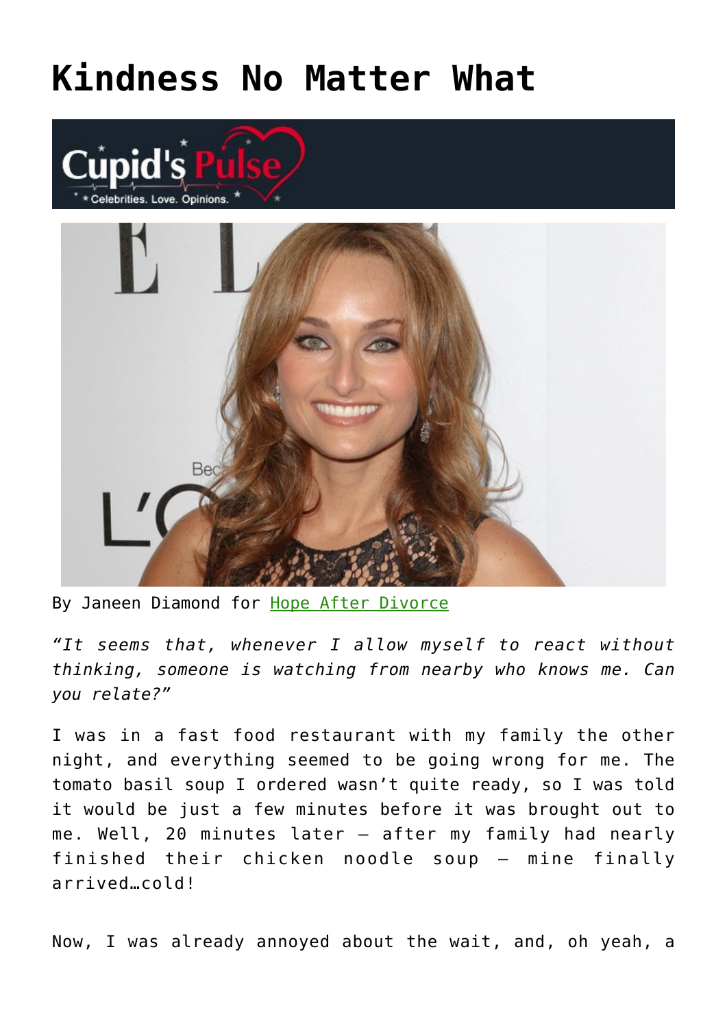# Kindness No Matter What

By Janeen Diamond for Hope After Divorce

*"It seems that, whenever I allow myself to react without thinking, someone is watching from nearby who knows me. Can you relate?"*

I was in a fast food restaurant with my family the other night, and everything seemed to be going wrong for me. The tomato basil soup I ordered wasn't quite ready, so I was told it would be just a few minutes before it was brought out to me. Well, 20 minutes later – after my family had nearly finished their chicken noodle soup – mine finally arrived…cold!

Now, I was already annoyed about the wait, and, oh yeah, a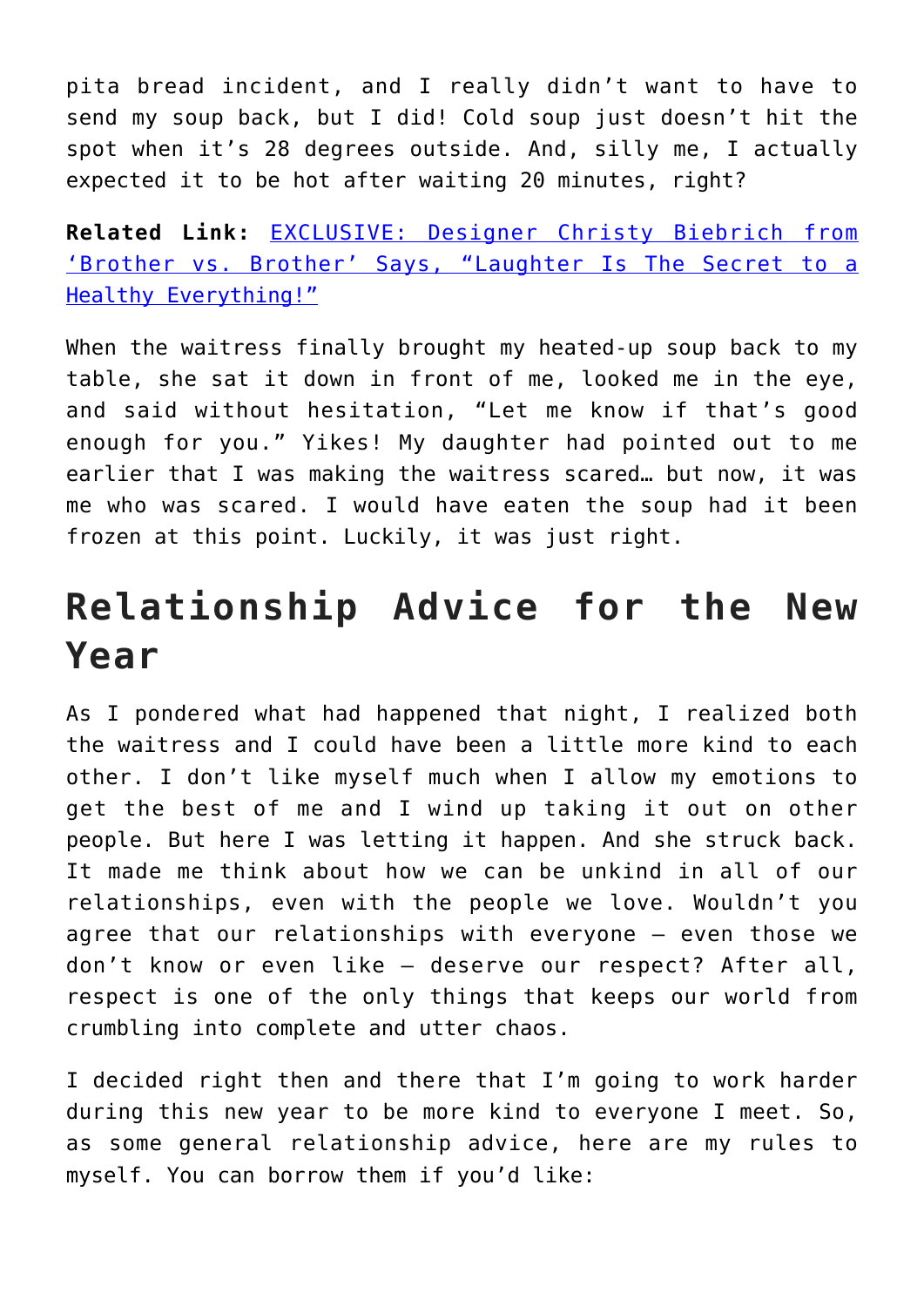pita bread incident, and I really didn't want to have to send my soup back, but I did! Cold soup just doesn't hit the spot when it's 28 degrees outside. And, silly me, I actually expected it to be hot after waiting 20 minutes, right?

**Related Link:** [EXCLUSIVE: Designer Christy Biebrich from 'Brother vs. Brother' Says, "Laughter Is The Secret to a Healthy Everything!"]()

When the waitress finally brought my heated-up soup back to my table, she sat it down in front of me, looked me in the eye, and said without hesitation, "Let me know if that's good enough for you." Yikes! My daughter had pointed out to me earlier that I was making the waitress scared… but now, it was me who was scared. I would have eaten the soup had it been frozen at this point. Luckily, it was just right.

## Relationship Advice for the New Year

As I pondered what had happened that night, I realized both the waitress and I could have been a little more kind to each other. I don't like myself much when I allow my emotions to get the best of me and I wind up taking it out on other people. But here I was letting it happen. And she struck back. It made me think about how we can be unkind in all of our relationships, even with the people we love. Wouldn't you agree that our relationships with everyone — even those we don't know or even like — deserve our respect? After all, respect is one of the only things that keeps our world from crumbling into complete and utter chaos.

I decided right then and there that I'm going to work harder during this new year to be more kind to everyone I meet. So, as some general relationship advice, here are my rules to myself. You can borrow them if you'd like: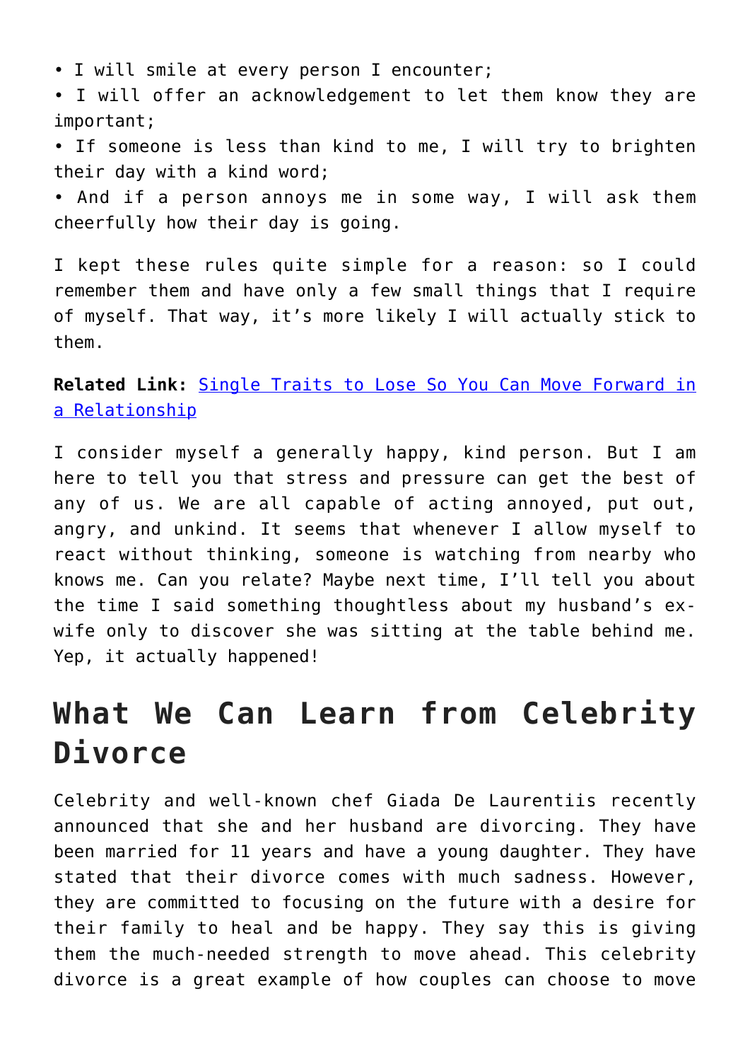- I will smile at every person I encounter;
- I will offer an acknowledgement to let them know they are important;
- If someone is less than kind to me, I will try to brighten their day with a kind word;
- And if a person annoys me in some way, I will ask them cheerfully how their day is going.

I kept these rules quite simple for a reason: so I could remember them and have only a few small things that I require of myself. That way, it's more likely I will actually stick to them.

**Related Link:** [Single Traits to Lose So You Can Move Forward in a Relationship]()

I consider myself a generally happy, kind person. But I am here to tell you that stress and pressure can get the best of any of us. We are all capable of acting annoyed, put out, angry, and unkind. It seems that whenever I allow myself to react without thinking, someone is watching from nearby who knows me. Can you relate? Maybe next time, I'll tell you about the time I said something thoughtless about my husband's ex-wife only to discover she was sitting at the table behind me. Yep, it actually happened!

# What We Can Learn from Celebrity Divorce

Celebrity and well-known chef Giada De Laurentiis recently announced that she and her husband are divorcing. They have been married for 11 years and have a young daughter. They have stated that their divorce comes with much sadness. However, they are committed to focusing on the future with a desire for their family to heal and be happy. They say this is giving them the much-needed strength to move ahead. This celebrity divorce is a great example of how couples can choose to move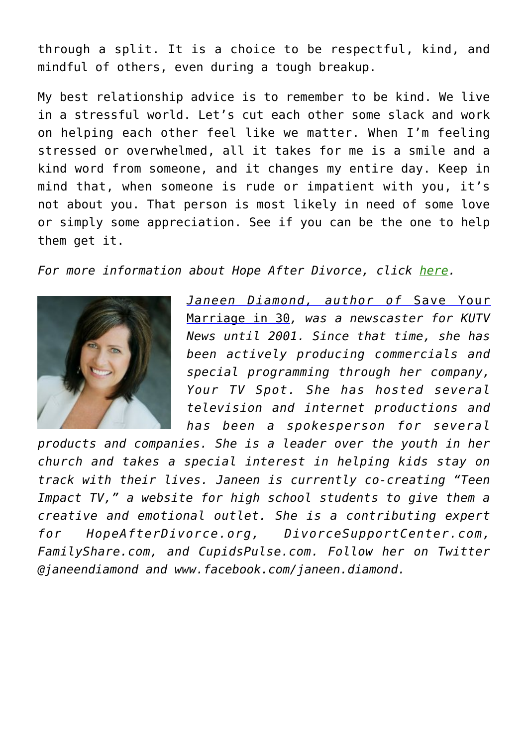through a split. It is a choice to be respectful, kind, and mindful of others, even during a tough breakup.

My best relationship advice is to remember to be kind. We live in a stressful world. Let's cut each other some slack and work on helping each other feel like we matter. When I'm feeling stressed or overwhelmed, all it takes for me is a smile and a kind word from someone, and it changes my entire day. Keep in mind that, when someone is rude or impatient with you, it's not about you. That person is most likely in need of some love or simply some appreciation. See if you can be the one to help them get it.

*For more information about Hope After Divorce, click here.*

*Janeen Diamond, author of* Save Your Marriage in 30*, was a newscaster for KUTV News until 2001. Since that time, she has been actively producing commercials and special programming through her company, Your TV Spot. She has hosted several television and internet productions and has been a spokesperson for several products and companies. She is a leader over the youth in her church and takes a special interest in helping kids stay on track with their lives. Janeen is currently co-creating "Teen Impact TV," a website for high school students to give them a creative and emotional outlet. She is a contributing expert for HopeAfterDivorce.org, DivorceSupportCenter.com, FamilyShare.com, and CupidsPulse.com. Follow her on Twitter @janeendiamond and www.facebook.com/janeen.diamond.*